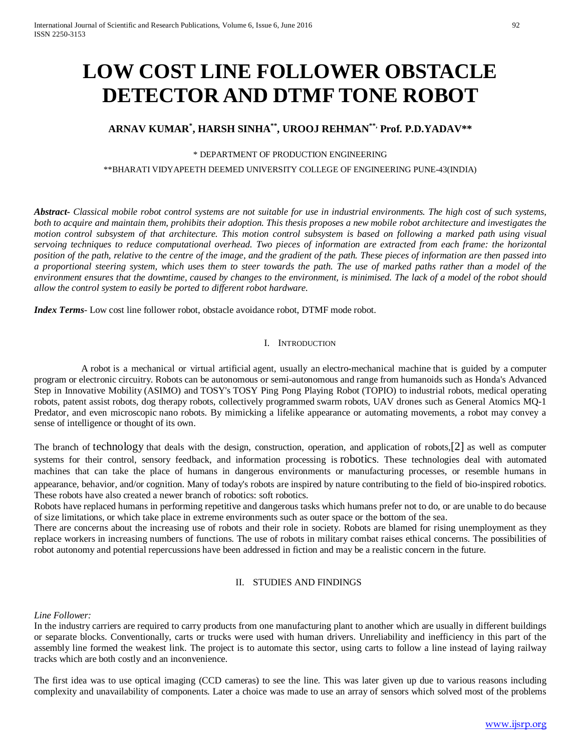# LOW COST LINE FOLLOWER OBSTACLE DETECTOR AND DTMF TONE ROBOT

**ARNAV KUMAR[*], HARSH SINHA[**], UROOJ REHMAN[**], Prof. P.D.YADAV[**]**

[*] DEPARTMENT OF PRODUCTION ENGINEERING

[**]BHARATI VIDYAPEETH DEEMED UNIVERSITY COLLEGE OF ENGINEERING PUNE-43(INDIA)

***Abstract-*** *Classical mobile robot control systems are not suitable for use in industrial environments. The high cost of such systems, both to acquire and maintain them, prohibits their adoption. This thesis proposes a new mobile robot architecture and investigates the motion control subsystem of that architecture. This motion control subsystem is based on following a marked path using visual servoing techniques to reduce computational overhead. Two pieces of information are extracted from each frame: the horizontal position of the path, relative to the centre of the image, and the gradient of the path. These pieces of information are then passed into a proportional steering system, which uses them to steer towards the path. The use of marked paths rather than a model of the environment ensures that the downtime, caused by changes to the environment, is minimised. The lack of a model of the robot should allow the control system to easily be ported to different robot hardware.*

***Index Terms***- Low cost line follower robot, obstacle avoidance robot, DTMF mode robot.

## I. Introduction

A robot is a mechanical or virtual artificial agent, usually an electro-mechanical machine that is guided by a computer program or electronic circuitry. Robots can be autonomous or semi-autonomous and range from humanoids such as Honda's Advanced Step in Innovative Mobility (ASIMO) and TOSY's TOSY Ping Pong Playing Robot (TOPIO) to industrial robots, medical operating robots, patent assist robots, dog therapy robots, collectively programmed swarm robots, UAV drones such as General Atomics MQ-1 Predator, and even microscopic nano robots. By mimicking a lifelike appearance or automating movements, a robot may convey a sense of intelligence or thought of its own.

The branch of technology that deals with the design, construction, operation, and application of robots,[2] as well as computer systems for their control, sensory feedback, and information processing is robotics. These technologies deal with automated machines that can take the place of humans in dangerous environments or manufacturing processes, or resemble humans in appearance, behavior, and/or cognition. Many of today's robots are inspired by nature contributing to the field of bio-inspired robotics. These robots have also created a newer branch of robotics: soft robotics.

Robots have replaced humans in performing repetitive and dangerous tasks which humans prefer not to do, or are unable to do because of size limitations, or which take place in extreme environments such as outer space or the bottom of the sea.

There are concerns about the increasing use of robots and their role in society. Robots are blamed for rising unemployment as they replace workers in increasing numbers of functions. The use of robots in military combat raises ethical concerns. The possibilities of robot autonomy and potential repercussions have been addressed in fiction and may be a realistic concern in the future.

## II. STUDIES AND FINDINGS

*Line Follower:*

In the industry carriers are required to carry products from one manufacturing plant to another which are usually in different buildings or separate blocks. Conventionally, carts or trucks were used with human drivers. Unreliability and inefficiency in this part of the assembly line formed the weakest link. The project is to automate this sector, using carts to follow a line instead of laying railway tracks which are both costly and an inconvenience.

The first idea was to use optical imaging (CCD cameras) to see the line. This was later given up due to various reasons including complexity and unavailability of components. Later a choice was made to use an array of sensors which solved most of the problems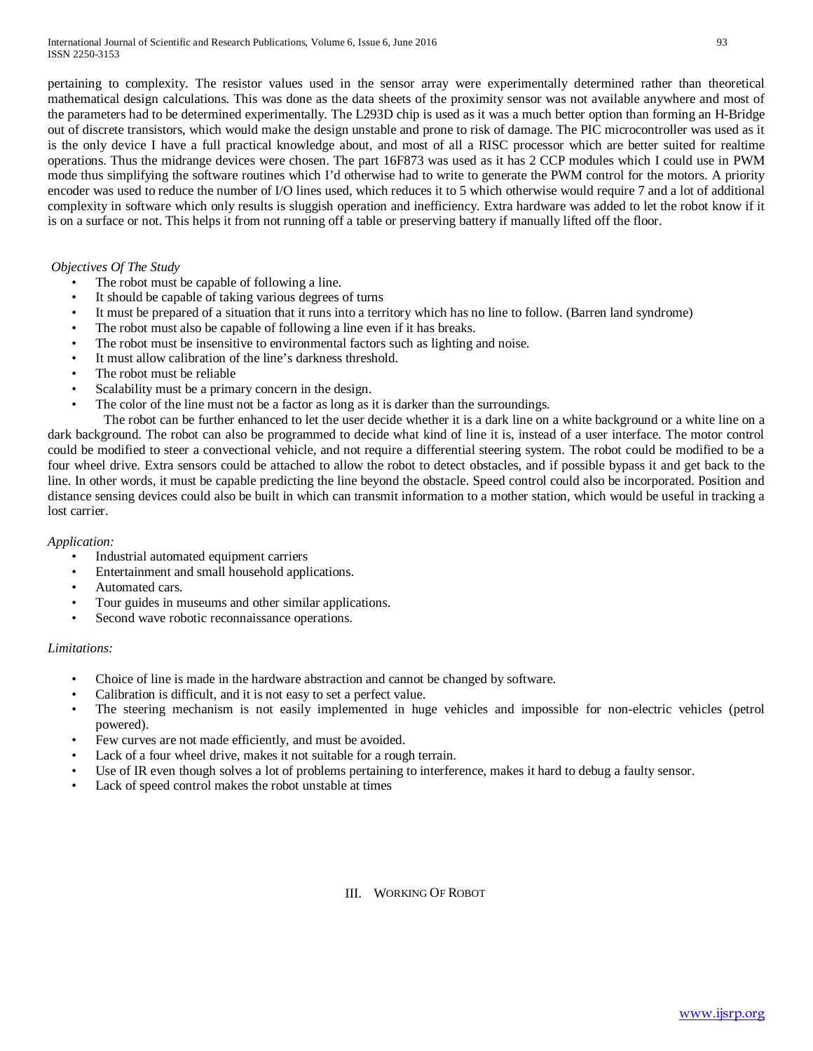pertaining to complexity. The resistor values used in the sensor array were experimentally determined rather than theoretical mathematical design calculations. This was done as the data sheets of the proximity sensor was not available anywhere and most of the parameters had to be determined experimentally. The L293D chip is used as it was a much better option than forming an H-Bridge out of discrete transistors, which would make the design unstable and prone to risk of damage. The PIC microcontroller was used as it is the only device I have a full practical knowledge about, and most of all a RISC processor which are better suited for realtime operations. Thus the midrange devices were chosen. The part 16F873 was used as it has 2 CCP modules which I could use in PWM mode thus simplifying the software routines which I'd otherwise had to write to generate the PWM control for the motors. A priority encoder was used to reduce the number of I/O lines used, which reduces it to 5 which otherwise would require 7 and a lot of additional complexity in software which only results is sluggish operation and inefficiency. Extra hardware was added to let the robot know if it is on a surface or not. This helps it from not running off a table or preserving battery if manually lifted off the floor.

*Objectives Of The Study*

- The robot must be capable of following a line.
- It should be capable of taking various degrees of turns
- It must be prepared of a situation that it runs into a territory which has no line to follow. (Barren land syndrome)
- The robot must also be capable of following a line even if it has breaks.
- The robot must be insensitive to environmental factors such as lighting and noise.
- It must allow calibration of the line's darkness threshold.
- The robot must be reliable
- Scalability must be a primary concern in the design.
- The color of the line must not be a factor as long as it is darker than the surroundings.

The robot can be further enhanced to let the user decide whether it is a dark line on a white background or a white line on a dark background. The robot can also be programmed to decide what kind of line it is, instead of a user interface. The motor control could be modified to steer a convectional vehicle, and not require a differential steering system. The robot could be modified to be a four wheel drive. Extra sensors could be attached to allow the robot to detect obstacles, and if possible bypass it and get back to the line. In other words, it must be capable predicting the line beyond the obstacle. Speed control could also be incorporated. Position and distance sensing devices could also be built in which can transmit information to a mother station, which would be useful in tracking a lost carrier.

*Application:*

- Industrial automated equipment carriers
- Entertainment and small household applications.
- Automated cars.
- Tour guides in museums and other similar applications.
- Second wave robotic reconnaissance operations.

*Limitations:*

- Choice of line is made in the hardware abstraction and cannot be changed by software.
- Calibration is difficult, and it is not easy to set a perfect value.
- The steering mechanism is not easily implemented in huge vehicles and impossible for non-electric vehicles (petrol powered).
- Few curves are not made efficiently, and must be avoided.
- Lack of a four wheel drive, makes it not suitable for a rough terrain.
- Use of IR even though solves a lot of problems pertaining to interference, makes it hard to debug a faulty sensor.
- Lack of speed control makes the robot unstable at times

## III. Working Of Robot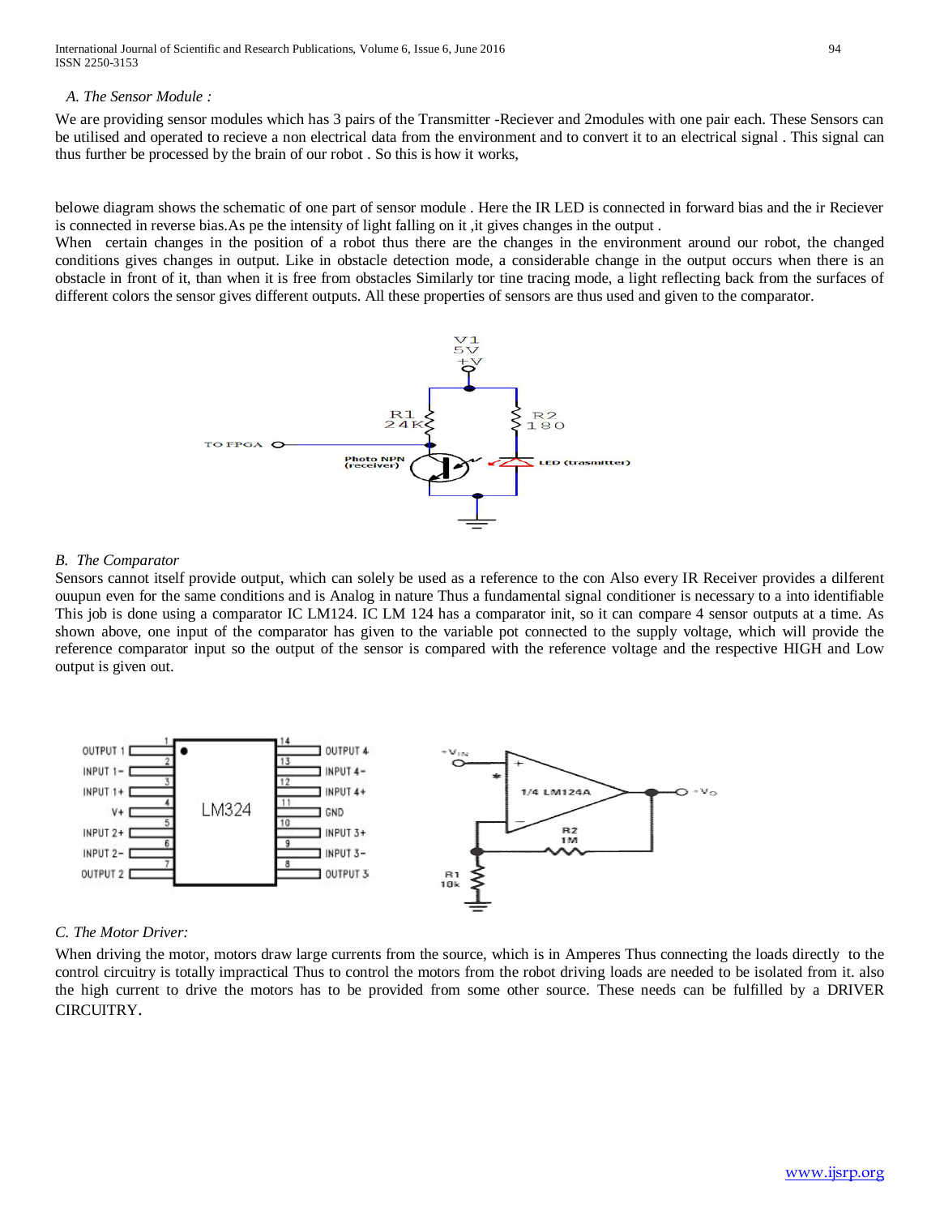*A. The Sensor Module :*

We are providing sensor modules which has 3 pairs of the Transmitter -Reciever and 2modules with one pair each. These Sensors can be utilised and operated to recieve a non electrical data from the environment and to convert it to an electrical signal . This signal can thus further be processed by the brain of our robot . So this is how it works,

belowe diagram shows the schematic of one part of sensor module . Here the IR LED is connected in forward bias and the ir Reciever is connected in reverse bias.As pe the intensity of light falling on it ,it gives changes in the output .

When certain changes in the position of a robot thus there are the changes in the environment around our robot, the changed conditions gives changes in output. Like in obstacle detection mode, a considerable change in the output occurs when there is an obstacle in front of it, than when it is free from obstacles Similarly tor tine tracing mode, a light reflecting back from the surfaces of different colors the sensor gives different outputs. All these properties of sensors are thus used and given to the comparator.

*B. The Comparator*

Sensors cannot itself provide output, which can solely be used as a reference to the con Also every IR Receiver provides a dilferent ouupun even for the same conditions and is Analog in nature Thus a fundamental signal conditioner is necessary to a into identifiable This job is done using a comparator IC LM124. IC LM 124 has a comparator init, so it can compare 4 sensor outputs at a time. As shown above, one input of the comparator has given to the variable pot connected to the supply voltage, which will provide the reference comparator input so the output of the sensor is compared with the reference voltage and the respective HIGH and Low output is given out.

*C. The Motor Driver:*

When driving the motor, motors draw large currents from the source, which is in Amperes Thus connecting the loads directly to the control circuitry is totally impractical Thus to control the motors from the robot driving loads are needed to be isolated from it. also the high current to drive the motors has to be provided from some other source. These needs can be fulfilled by a DRIVER CIRCUITRY.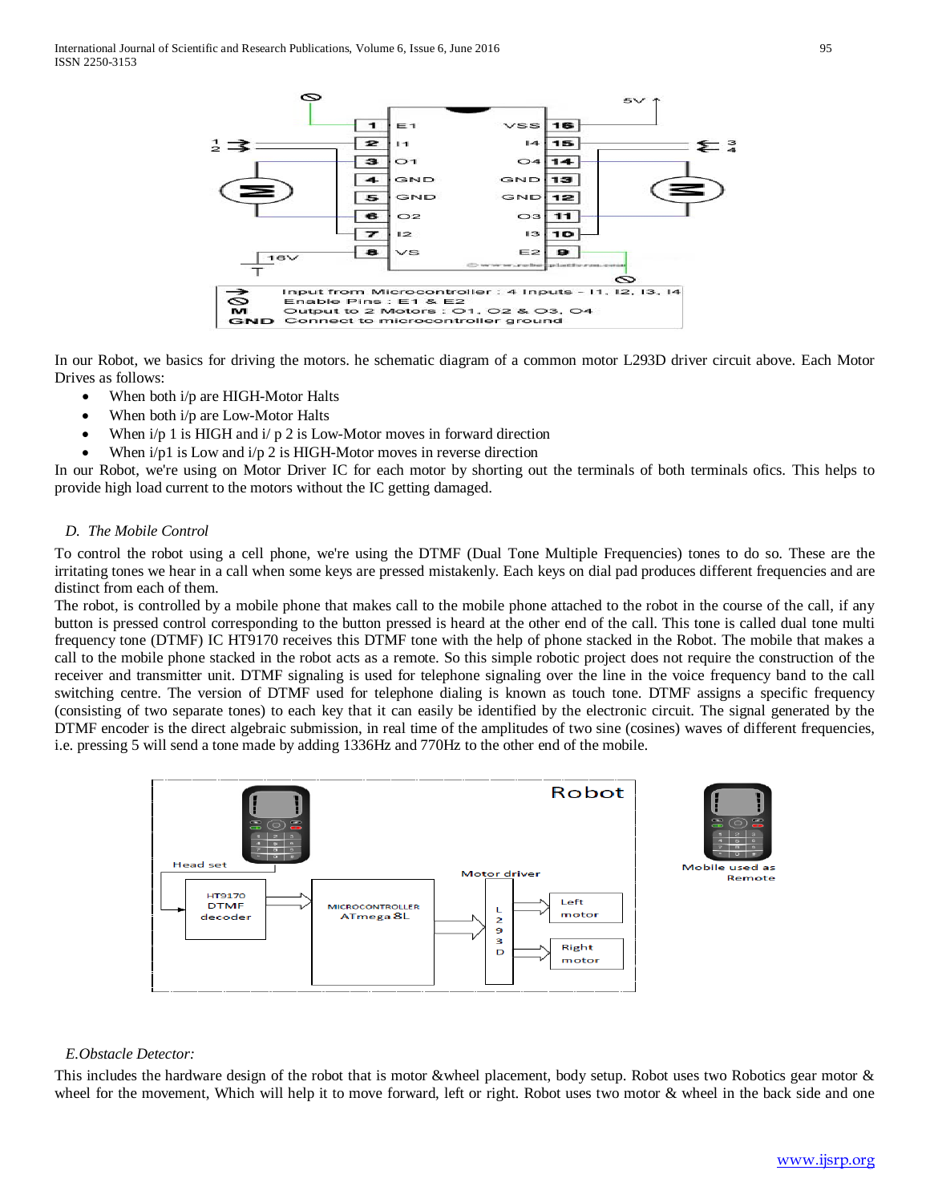In our Robot, we basics for driving the motors. he schematic diagram of a common motor L293D driver circuit above. Each Motor Drives as follows:

- When both i/p are HIGH-Motor Halts
- When both i/p are Low-Motor Halts
- When i/p 1 is HIGH and i/ p 2 is Low-Motor moves in forward direction
- When i/p1 is Low and i/p 2 is HIGH-Motor moves in reverse direction

In our Robot, we're using on Motor Driver IC for each motor by shorting out the terminals of both terminals ofics. This helps to provide high load current to the motors without the IC getting damaged.

### *D. The Mobile Control*

To control the robot using a cell phone, we're using the DTMF (Dual Tone Multiple Frequencies) tones to do so. These are the irritating tones we hear in a call when some keys are pressed mistakenly. Each keys on dial pad produces different frequencies and are distinct from each of them.

The robot, is controlled by a mobile phone that makes call to the mobile phone attached to the robot in the course of the call, if any button is pressed control corresponding to the button pressed is heard at the other end of the call. This tone is called dual tone multi frequency tone (DTMF) IC HT9170 receives this DTMF tone with the help of phone stacked in the Robot. The mobile that makes a call to the mobile phone stacked in the robot acts as a remote. So this simple robotic project does not require the construction of the receiver and transmitter unit. DTMF signaling is used for telephone signaling over the line in the voice frequency band to the call switching centre. The version of DTMF used for telephone dialing is known as touch tone. DTMF assigns a specific frequency (consisting of two separate tones) to each key that it can easily be identified by the electronic circuit. The signal generated by the DTMF encoder is the direct algebraic submission, in real time of the amplitudes of two sine (cosines) waves of different frequencies, i.e. pressing 5 will send a tone made by adding 1336Hz and 770Hz to the other end of the mobile.

### *E.Obstacle Detector:*

This includes the hardware design of the robot that is motor &wheel placement, body setup. Robot uses two Robotics gear motor & wheel for the movement, Which will help it to move forward, left or right. Robot uses two motor & wheel in the back side and one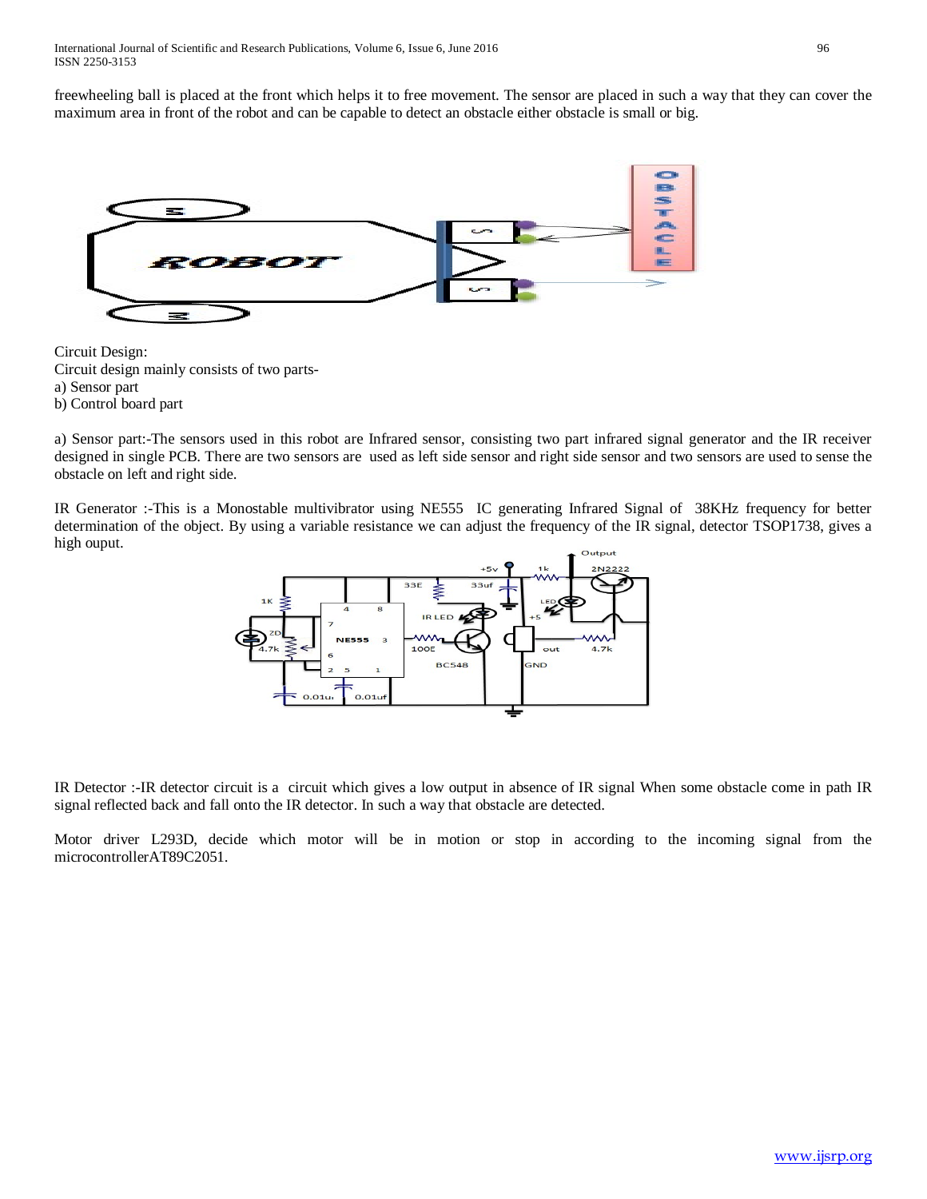freewheeling ball is placed at the front which helps it to free movement. The sensor are placed in such a way that they can cover the maximum area in front of the robot and can be capable to detect an obstacle either obstacle is small or big.

Circuit Design:
Circuit design mainly consists of two parts-
a) Sensor part
b) Control board part

a) Sensor part:-The sensors used in this robot are Infrared sensor, consisting two part infrared signal generator and the IR receiver designed in single PCB. There are two sensors are used as left side sensor and right side sensor and two sensors are used to sense the obstacle on left and right side.

IR Generator :-This is a Monostable multivibrator using NE555 IC generating Infrared Signal of 38KHz frequency for better determination of the object. By using a variable resistance we can adjust the frequency of the IR signal, detector TSOP1738, gives a high ouput.

IR Detector :-IR detector circuit is a circuit which gives a low output in absence of IR signal When some obstacle come in path IR signal reflected back and fall onto the IR detector. In such a way that obstacle are detected.

Motor driver L293D, decide which motor will be in motion or stop in according to the incoming signal from the microcontrollerAT89C2051.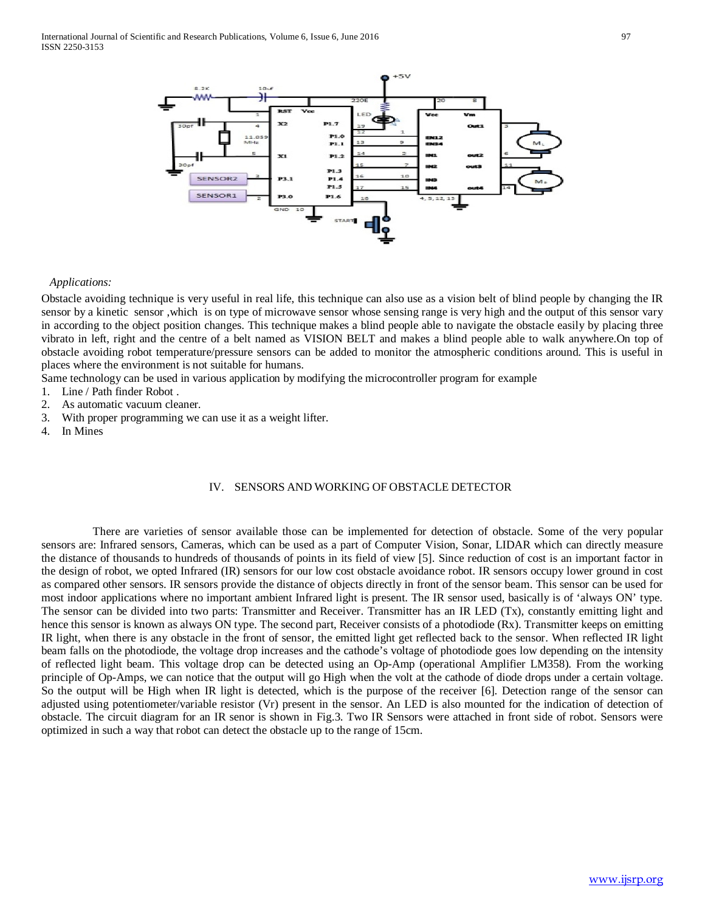*Applications:*

Obstacle avoiding technique is very useful in real life, this technique can also use as a vision belt of blind people by changing the IR sensor by a kinetic sensor ,which is on type of microwave sensor whose sensing range is very high and the output of this sensor vary in according to the object position changes. This technique makes a blind people able to navigate the obstacle easily by placing three vibrato in left, right and the centre of a belt named as VISION BELT and makes a blind people able to walk anywhere.On top of obstacle avoiding robot temperature/pressure sensors can be added to monitor the atmospheric conditions around. This is useful in places where the environment is not suitable for humans.

Same technology can be used in various application by modifying the microcontroller program for example

1. Line / Path finder Robot .
2. As automatic vacuum cleaner.
3. With proper programming we can use it as a weight lifter.
4. In Mines

## IV. SENSORS AND WORKING OF OBSTACLE DETECTOR

There are varieties of sensor available those can be implemented for detection of obstacle. Some of the very popular sensors are: Infrared sensors, Cameras, which can be used as a part of Computer Vision, Sonar, LIDAR which can directly measure the distance of thousands to hundreds of thousands of points in its field of view [5]. Since reduction of cost is an important factor in the design of robot, we opted Infrared (IR) sensors for our low cost obstacle avoidance robot. IR sensors occupy lower ground in cost as compared other sensors. IR sensors provide the distance of objects directly in front of the sensor beam. This sensor can be used for most indoor applications where no important ambient Infrared light is present. The IR sensor used, basically is of 'always ON' type. The sensor can be divided into two parts: Transmitter and Receiver. Transmitter has an IR LED (Tx), constantly emitting light and hence this sensor is known as always ON type. The second part, Receiver consists of a photodiode (Rx). Transmitter keeps on emitting IR light, when there is any obstacle in the front of sensor, the emitted light get reflected back to the sensor. When reflected IR light beam falls on the photodiode, the voltage drop increases and the cathode's voltage of photodiode goes low depending on the intensity of reflected light beam. This voltage drop can be detected using an Op-Amp (operational Amplifier LM358). From the working principle of Op-Amps, we can notice that the output will go High when the volt at the cathode of diode drops under a certain voltage. So the output will be High when IR light is detected, which is the purpose of the receiver [6]. Detection range of the sensor can adjusted using potentiometer/variable resistor (Vr) present in the sensor. An LED is also mounted for the indication of detection of obstacle. The circuit diagram for an IR senor is shown in Fig.3. Two IR Sensors were attached in front side of robot. Sensors were optimized in such a way that robot can detect the obstacle up to the range of 15cm.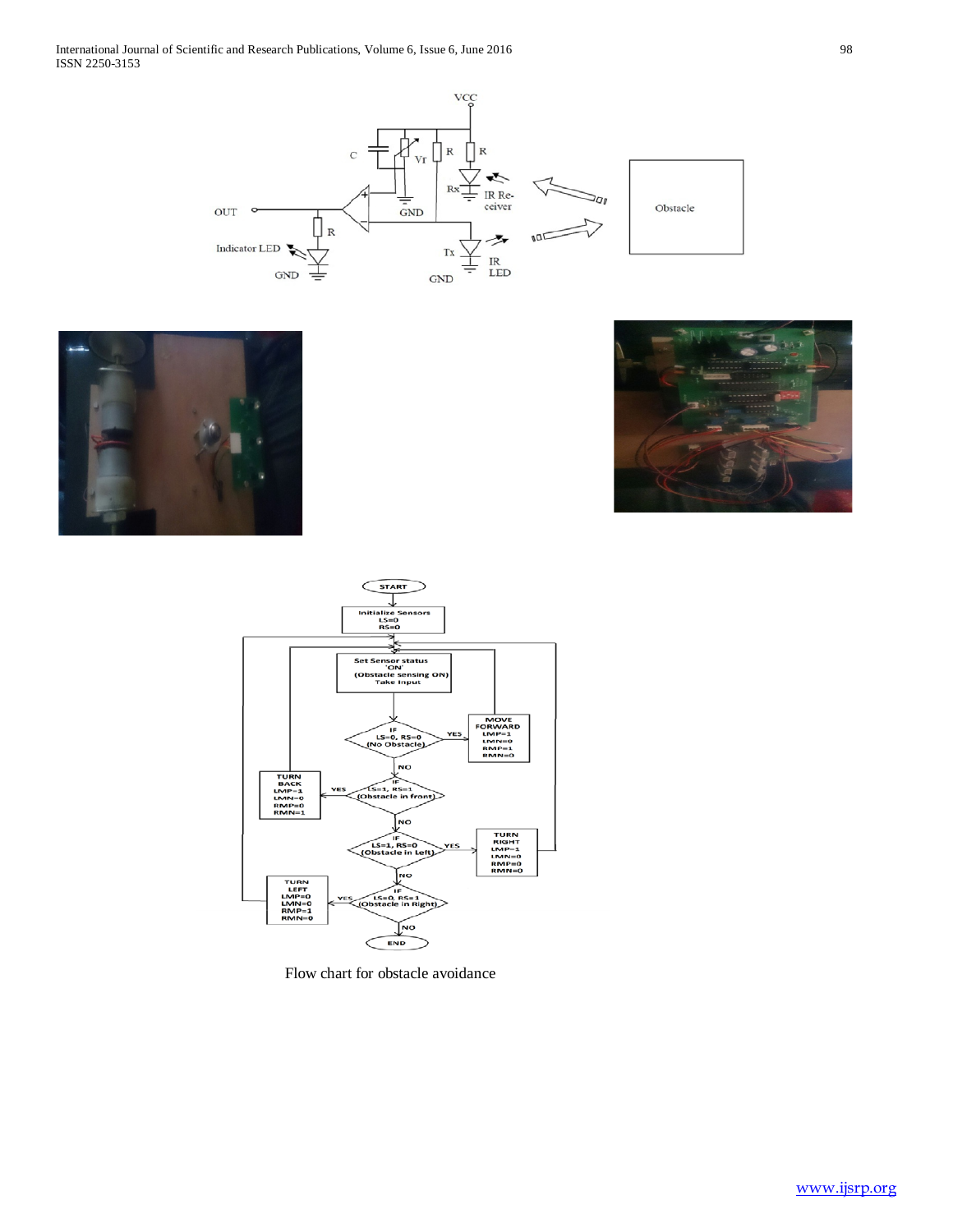Flow chart for obstacle avoidance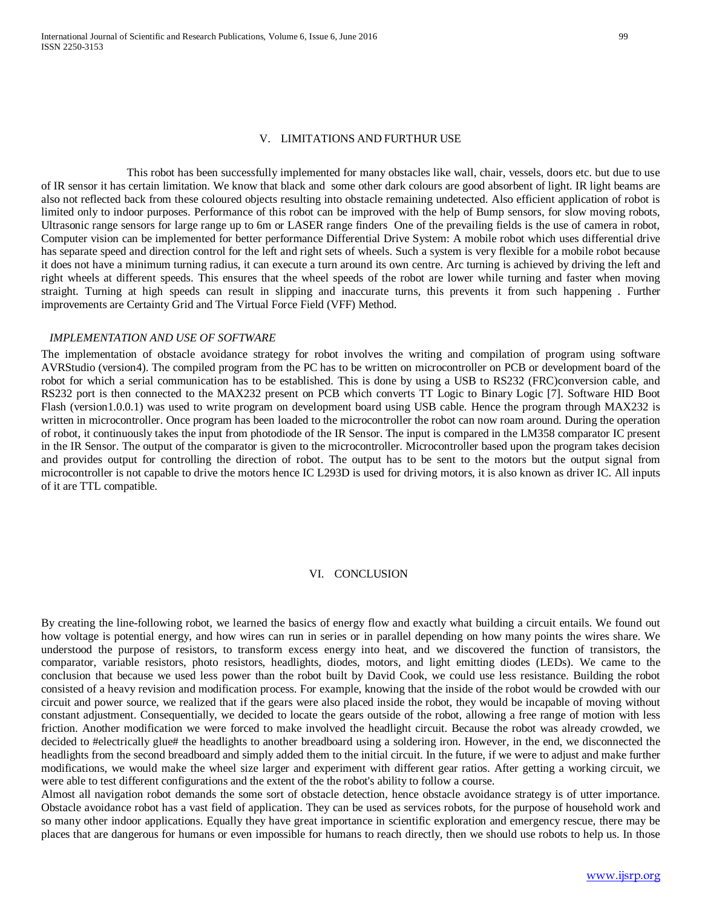## V. LIMITATIONS AND FURTHUR USE

This robot has been successfully implemented for many obstacles like wall, chair, vessels, doors etc. but due to use of IR sensor it has certain limitation. We know that black and some other dark colours are good absorbent of light. IR light beams are also not reflected back from these coloured objects resulting into obstacle remaining undetected. Also efficient application of robot is limited only to indoor purposes. Performance of this robot can be improved with the help of Bump sensors, for slow moving robots, Ultrasonic range sensors for large range up to 6m or LASER range finders One of the prevailing fields is the use of camera in robot, Computer vision can be implemented for better performance Differential Drive System: A mobile robot which uses differential drive has separate speed and direction control for the left and right sets of wheels. Such a system is very flexible for a mobile robot because it does not have a minimum turning radius, it can execute a turn around its own centre. Arc turning is achieved by driving the left and right wheels at different speeds. This ensures that the wheel speeds of the robot are lower while turning and faster when moving straight. Turning at high speeds can result in slipping and inaccurate turns, this prevents it from such happening . Further improvements are Certainty Grid and The Virtual Force Field (VFF) Method.

### *IMPLEMENTATION AND USE OF SOFTWARE*

The implementation of obstacle avoidance strategy for robot involves the writing and compilation of program using software AVRStudio (version4). The compiled program from the PC has to be written on microcontroller on PCB or development board of the robot for which a serial communication has to be established. This is done by using a USB to RS232 (FRC)conversion cable, and RS232 port is then connected to the MAX232 present on PCB which converts TT Logic to Binary Logic [7]. Software HID Boot Flash (version1.0.0.1) was used to write program on development board using USB cable. Hence the program through MAX232 is written in microcontroller. Once program has been loaded to the microcontroller the robot can now roam around. During the operation of robot, it continuously takes the input from photodiode of the IR Sensor. The input is compared in the LM358 comparator IC present in the IR Sensor. The output of the comparator is given to the microcontroller. Microcontroller based upon the program takes decision and provides output for controlling the direction of robot. The output has to be sent to the motors but the output signal from microcontroller is not capable to drive the motors hence IC L293D is used for driving motors, it is also known as driver IC. All inputs of it are TTL compatible.

## VI. CONCLUSION

By creating the line-following robot, we learned the basics of energy flow and exactly what building a circuit entails. We found out how voltage is potential energy, and how wires can run in series or in parallel depending on how many points the wires share. We understood the purpose of resistors, to transform excess energy into heat, and we discovered the function of transistors, the comparator, variable resistors, photo resistors, headlights, diodes, motors, and light emitting diodes (LEDs). We came to the conclusion that because we used less power than the robot built by David Cook, we could use less resistance. Building the robot consisted of a heavy revision and modification process. For example, knowing that the inside of the robot would be crowded with our circuit and power source, we realized that if the gears were also placed inside the robot, they would be incapable of moving without constant adjustment. Consequentially, we decided to locate the gears outside of the robot, allowing a free range of motion with less friction. Another modification we were forced to make involved the headlight circuit. Because the robot was already crowded, we decided to #electrically glue# the headlights to another breadboard using a soldering iron. However, in the end, we disconnected the headlights from the second breadboard and simply added them to the initial circuit. In the future, if we were to adjust and make further modifications, we would make the wheel size larger and experiment with different gear ratios. After getting a working circuit, we were able to test different configurations and the extent of the the robot's ability to follow a course.

Almost all navigation robot demands the some sort of obstacle detection, hence obstacle avoidance strategy is of utter importance. Obstacle avoidance robot has a vast field of application. They can be used as services robots, for the purpose of household work and so many other indoor applications. Equally they have great importance in scientific exploration and emergency rescue, there may be places that are dangerous for humans or even impossible for humans to reach directly, then we should use robots to help us. In those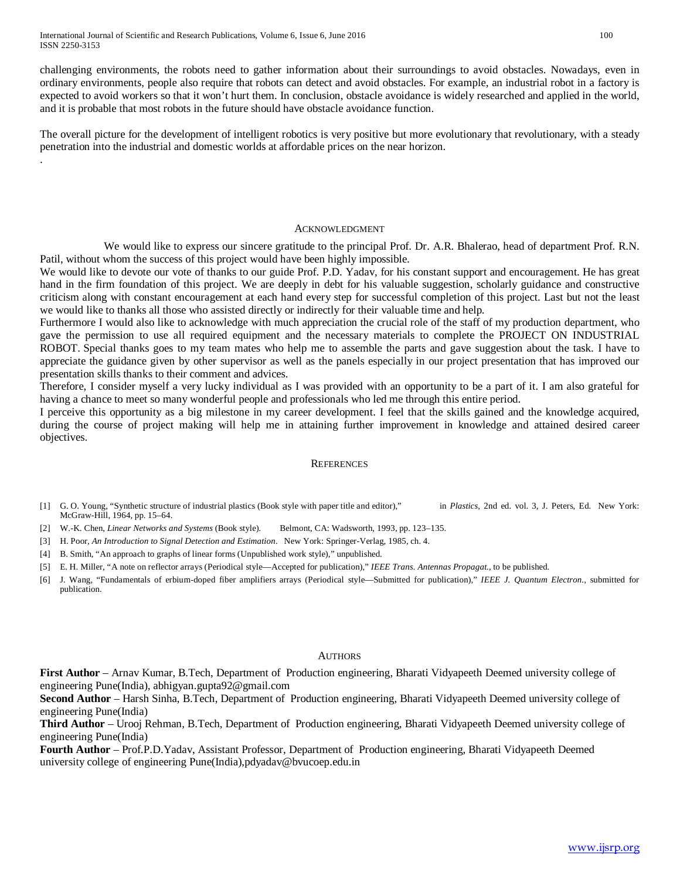challenging environments, the robots need to gather information about their surroundings to avoid obstacles. Nowadays, even in ordinary environments, people also require that robots can detect and avoid obstacles. For example, an industrial robot in a factory is expected to avoid workers so that it won't hurt them. In conclusion, obstacle avoidance is widely researched and applied in the world, and it is probable that most robots in the future should have obstacle avoidance function.

The overall picture for the development of intelligent robotics is very positive but more evolutionary that revolutionary, with a steady penetration into the industrial and domestic worlds at affordable prices on the near horizon.

.

## Acknowledgment

We would like to express our sincere gratitude to the principal Prof. Dr. A.R. Bhalerao, head of department Prof. R.N. Patil, without whom the success of this project would have been highly impossible.

We would like to devote our vote of thanks to our guide Prof. P.D. Yadav, for his constant support and encouragement. He has great hand in the firm foundation of this project. We are deeply in debt for his valuable suggestion, scholarly guidance and constructive criticism along with constant encouragement at each hand every step for successful completion of this project. Last but not the least we would like to thanks all those who assisted directly or indirectly for their valuable time and help.

Furthermore I would also like to acknowledge with much appreciation the crucial role of the staff of my production department, who gave the permission to use all required equipment and the necessary materials to complete the PROJECT ON INDUSTRIAL ROBOT. Special thanks goes to my team mates who help me to assemble the parts and gave suggestion about the task. I have to appreciate the guidance given by other supervisor as well as the panels especially in our project presentation that has improved our presentation skills thanks to their comment and advices.

Therefore, I consider myself a very lucky individual as I was provided with an opportunity to be a part of it. I am also grateful for having a chance to meet so many wonderful people and professionals who led me through this entire period.

I perceive this opportunity as a big milestone in my career development. I feel that the skills gained and the knowledge acquired, during the course of project making will help me in attaining further improvement in knowledge and attained desired career objectives.

## References

[1] G. O. Young, "Synthetic structure of industrial plastics (Book style with paper title and editor)," in *Plastics*, 2nd ed. vol. 3, J. Peters, Ed. New York: McGraw-Hill, 1964, pp. 15–64.

[2] W.-K. Chen, *Linear Networks and Systems* (Book style). Belmont, CA: Wadsworth, 1993, pp. 123–135.

[3] H. Poor, *An Introduction to Signal Detection and Estimation*. New York: Springer-Verlag, 1985, ch. 4.

[4] B. Smith, "An approach to graphs of linear forms (Unpublished work style)," unpublished.

[5] E. H. Miller, "A note on reflector arrays (Periodical style—Accepted for publication)," *IEEE Trans. Antennas Propagat.*, to be published.

[6] J. Wang, "Fundamentals of erbium-doped fiber amplifiers arrays (Periodical style—Submitted for publication)," *IEEE J. Quantum Electron.*, submitted for publication.

## Authors

**First Author** – Arnav Kumar, B.Tech, Department of Production engineering, Bharati Vidyapeeth Deemed university college of engineering Pune(India), abhigyan.gupta92@gmail.com

**Second Author** – Harsh Sinha, B.Tech, Department of Production engineering, Bharati Vidyapeeth Deemed university college of engineering Pune(India)

**Third Author** – Urooj Rehman, B.Tech, Department of Production engineering, Bharati Vidyapeeth Deemed university college of engineering Pune(India)

**Fourth Author** – Prof.P.D.Yadav, Assistant Professor, Department of Production engineering, Bharati Vidyapeeth Deemed university college of engineering Pune(India),pdyadav@bvucoep.edu.in